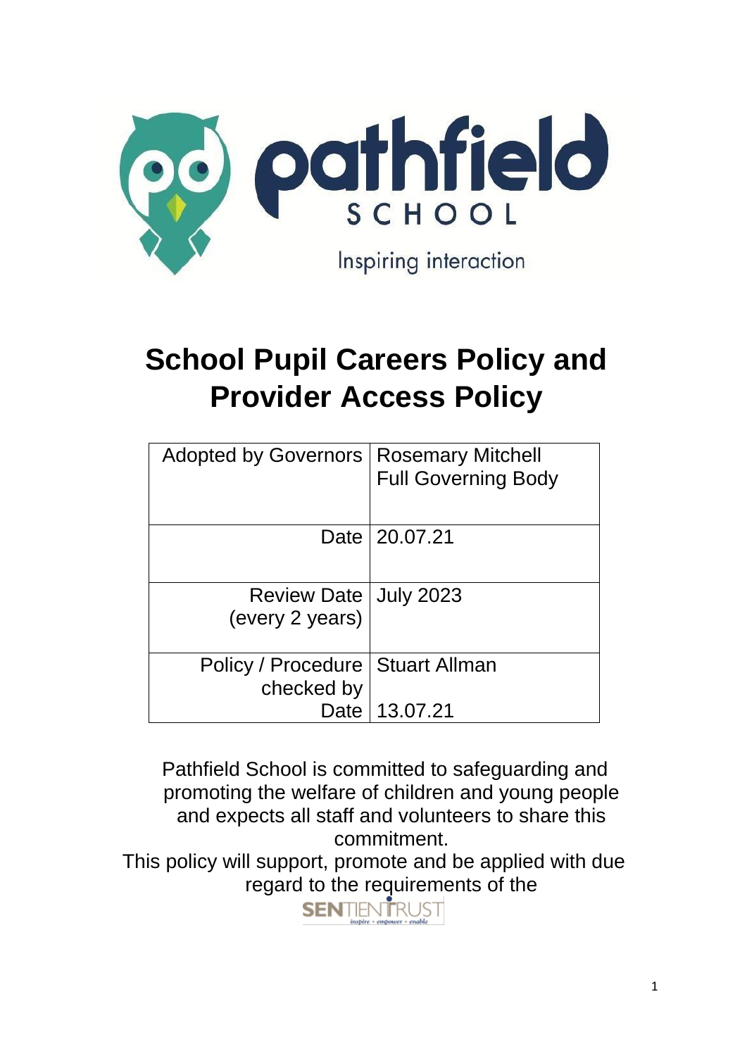pathfield SCHOOL

Inspiring interaction

# School Pupil Careers Policy and Provider Access Policy

| Adopted by Governors | Rosemary Mitchell<br>Full Governing Body |
|---|---|
| Date | 20.07.21 |
| Review Date (every 2 years) | July 2023 |
| Policy / Procedure checked by<br>Date | Stuart Allman<br>13.07.21 |

Pathfield School is committed to safeguarding and promoting the welfare of children and young people and expects all staff and volunteers to share this commitment.

This policy will support, promote and be applied with due regard to the requirements of the

SENTIENTRUST
inspire • empower • enable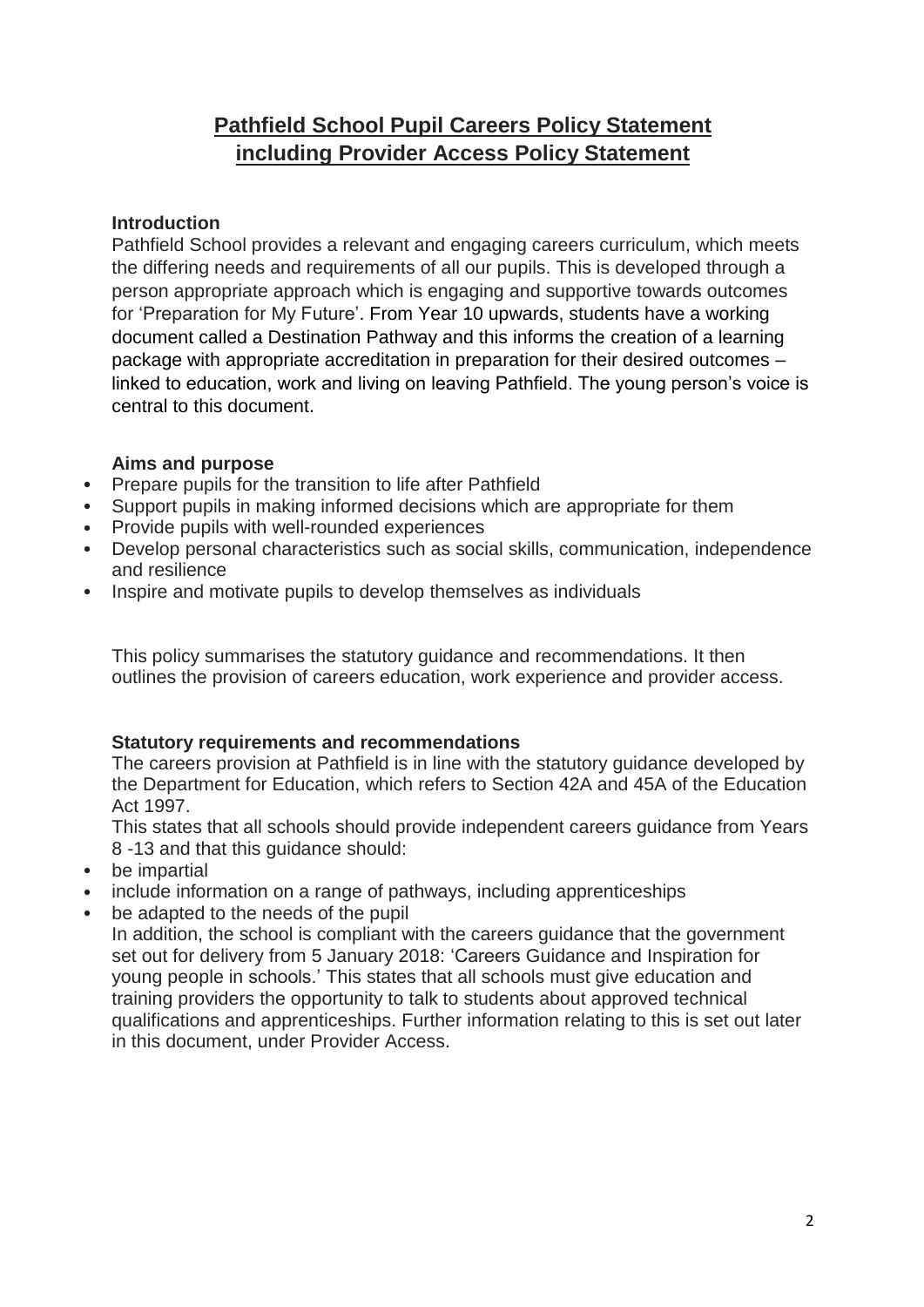# Pathfield School Pupil Careers Policy Statement including Provider Access Policy Statement

### Introduction

Pathfield School provides a relevant and engaging careers curriculum, which meets the differing needs and requirements of all our pupils. This is developed through a person appropriate approach which is engaging and supportive towards outcomes for 'Preparation for My Future'. From Year 10 upwards, students have a working document called a Destination Pathway and this informs the creation of a learning package with appropriate accreditation in preparation for their desired outcomes – linked to education, work and living on leaving Pathfield. The young person's voice is central to this document.

### Aims and purpose

- Prepare pupils for the transition to life after Pathfield
- Support pupils in making informed decisions which are appropriate for them
- Provide pupils with well-rounded experiences
- Develop personal characteristics such as social skills, communication, independence and resilience
- Inspire and motivate pupils to develop themselves as individuals

This policy summarises the statutory guidance and recommendations. It then outlines the provision of careers education, work experience and provider access.

### Statutory requirements and recommendations

The careers provision at Pathfield is in line with the statutory guidance developed by the Department for Education, which refers to Section 42A and 45A of the Education Act 1997.

This states that all schools should provide independent careers guidance from Years 8 -13 and that this guidance should:

- be impartial
- include information on a range of pathways, including apprenticeships
- be adapted to the needs of the pupil

In addition, the school is compliant with the careers guidance that the government set out for delivery from 5 January 2018: 'Careers Guidance and Inspiration for young people in schools.' This states that all schools must give education and training providers the opportunity to talk to students about approved technical qualifications and apprenticeships. Further information relating to this is set out later in this document, under Provider Access.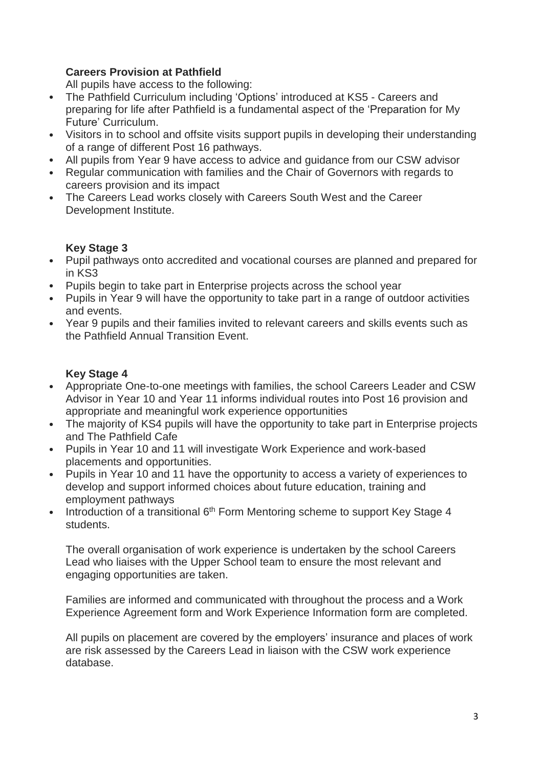**Careers Provision at Pathfield**

All pupils have access to the following:

- The Pathfield Curriculum including 'Options' introduced at KS5 - Careers and preparing for life after Pathfield is a fundamental aspect of the 'Preparation for My Future' Curriculum.
- Visitors in to school and offsite visits support pupils in developing their understanding of a range of different Post 16 pathways.
- All pupils from Year 9 have access to advice and guidance from our CSW advisor
- Regular communication with families and the Chair of Governors with regards to careers provision and its impact
- The Careers Lead works closely with Careers South West and the Career Development Institute.

**Key Stage 3**

- Pupil pathways onto accredited and vocational courses are planned and prepared for in KS3
- Pupils begin to take part in Enterprise projects across the school year
- Pupils in Year 9 will have the opportunity to take part in a range of outdoor activities and events.
- Year 9 pupils and their families invited to relevant careers and skills events such as the Pathfield Annual Transition Event.

**Key Stage 4**

- Appropriate One-to-one meetings with families, the school Careers Leader and CSW Advisor in Year 10 and Year 11 informs individual routes into Post 16 provision and appropriate and meaningful work experience opportunities
- The majority of KS4 pupils will have the opportunity to take part in Enterprise projects and The Pathfield Cafe
- Pupils in Year 10 and 11 will investigate Work Experience and work-based placements and opportunities.
- Pupils in Year 10 and 11 have the opportunity to access a variety of experiences to develop and support informed choices about future education, training and employment pathways
- Introduction of a transitional 6th Form Mentoring scheme to support Key Stage 4 students.

The overall organisation of work experience is undertaken by the school Careers Lead who liaises with the Upper School team to ensure the most relevant and engaging opportunities are taken.

Families are informed and communicated with throughout the process and a Work Experience Agreement form and Work Experience Information form are completed.

All pupils on placement are covered by the employers' insurance and places of work are risk assessed by the Careers Lead in liaison with the CSW work experience database.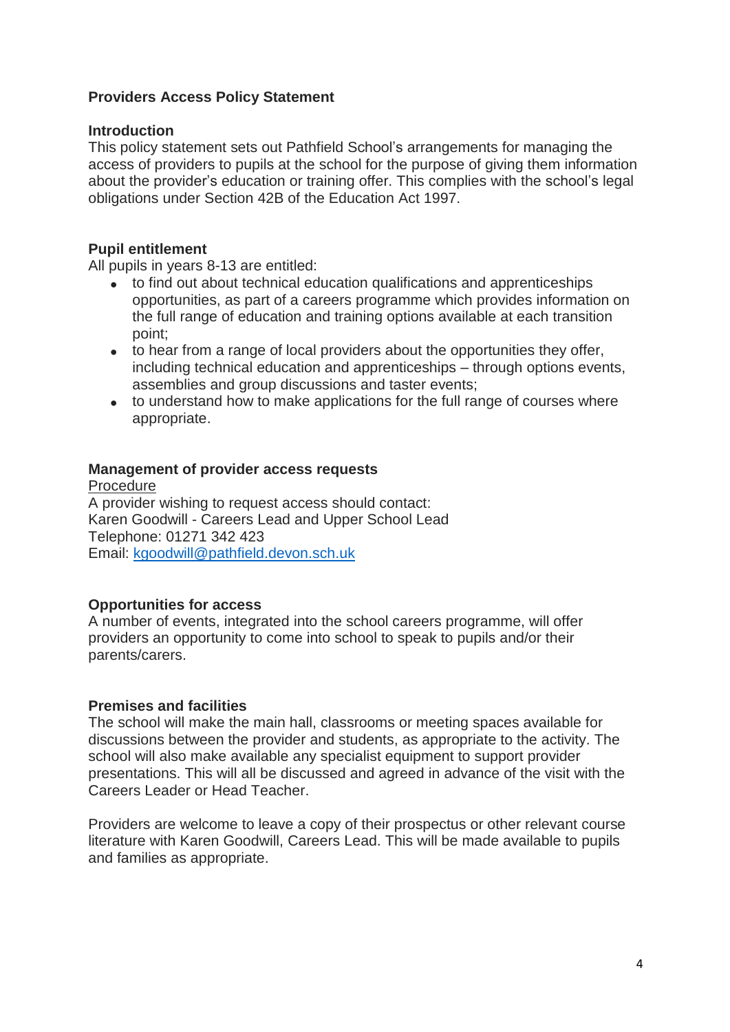**Providers Access Policy Statement**

**Introduction**

This policy statement sets out Pathfield School's arrangements for managing the access of providers to pupils at the school for the purpose of giving them information about the provider's education or training offer. This complies with the school's legal obligations under Section 42B of the Education Act 1997.

**Pupil entitlement**

All pupils in years 8-13 are entitled:

- to find out about technical education qualifications and apprenticeships opportunities, as part of a careers programme which provides information on the full range of education and training options available at each transition point;
- to hear from a range of local providers about the opportunities they offer, including technical education and apprenticeships – through options events, assemblies and group discussions and taster events;
- to understand how to make applications for the full range of courses where appropriate.

**Management of provider access requests**

Procedure

A provider wishing to request access should contact:
Karen Goodwill - Careers Lead and Upper School Lead
Telephone: 01271 342 423
Email: kgoodwill@pathfield.devon.sch.uk

**Opportunities for access**

A number of events, integrated into the school careers programme, will offer providers an opportunity to come into school to speak to pupils and/or their parents/carers.

**Premises and facilities**

The school will make the main hall, classrooms or meeting spaces available for discussions between the provider and students, as appropriate to the activity. The school will also make available any specialist equipment to support provider presentations. This will all be discussed and agreed in advance of the visit with the Careers Leader or Head Teacher.

Providers are welcome to leave a copy of their prospectus or other relevant course literature with Karen Goodwill, Careers Lead. This will be made available to pupils and families as appropriate.